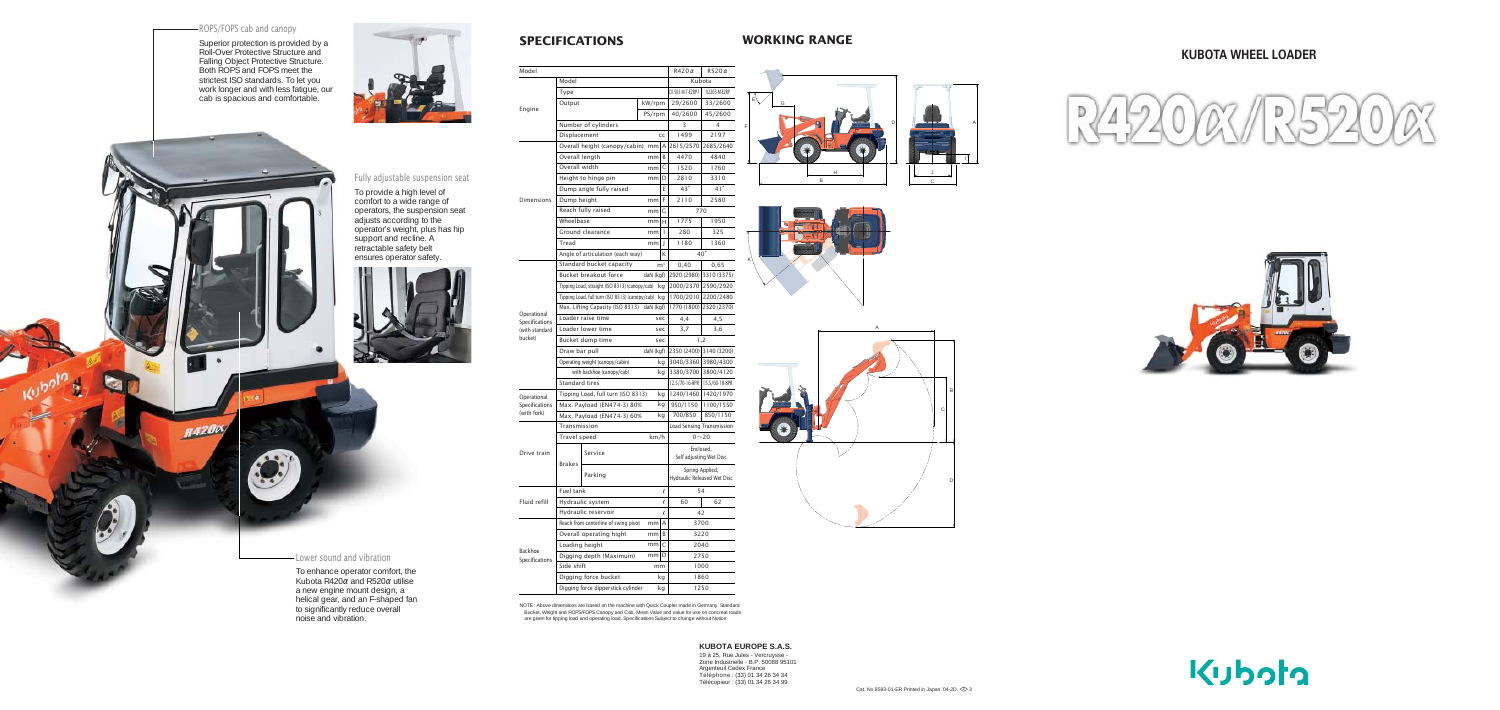## ROPS/FOPS cab and canopy

Superior protection is provided by a Roll-Over Protective Structure and Falling Object Protective Structure. Both ROPS and FOPS meet the strictest ISO standards. To let you work longer and with less fatigue, our cab is spacious and comfortable.

## Fully adjustable suspension seat

To provide a high level of comfort to a wide range of operators, the suspension seat adjusts according to the operator's weight, plus has hip support and recline. A retractable safety belt ensures operator safety.

## Lower sound and vibration

To enhance operator comfort, the Kubota R420α and R520α utilise a new engine mount design, a helical gear, and an F-shaped fan to significantly reduce overall noise and vibration.

# SPECIFICATIONS

| Model | | | | R420α | R520α |
|---|---|---|---|---|---|
| Engine | Model | | | Kubota | |
| | Type | | | D1503-M-T-E2WP | V2203-M-E2BP |
| | Output | kW/rpm | | 29/2600 | 33/2600 |
| | | PS/rpm | | 40/2600 | 45/2600 |
| | Number of cylinders | | | 3 | 4 |
| | Displacement | cc | | 1499 | 2197 |
| Dimensions | Overall height (canopy/cabin) | mm | A | 2615/2570 | 2685/2640 |
| | Overall length | mm | B | 4470 | 4840 |
| | Overall width | mm | C | 1520 | 1760 |
| | Height to hinge pin | mm | D | 2810 | 3310 |
| | Dump angle fully raised | | E | 43° | 41° |
| | Dump height | mm | F | 2110 | 2580 |
| | Reach fully raised | mm | G | 770 | |
| | Wheelbase | mm | H | 1775 | 1950 |
| | Ground clearance | mm | I | 280 | 325 |
| | Tread | mm | J | 1180 | 1360 |
| | Angle of articulation (each way) | | K | 40° | |
| Operational Specifications (with standard bucket) | Standard bucket capacity | m³ | | 0,40 | 0,65 |
| | Bucket breakout force | daN (kgf) | | 2920 (2980) | 3310 (3375) |
| | Tipping Load, straight (ISO 8313) (canopy/cab) | kg | | 2000/2370 | 2590/2920 |
| | Tipping Load, full turn (ISO 8313) (canopy/cab) | kg | | 1700/2010 | 2200/2480 |
| | Max. Lifting Capacity (ISO 8313) | daN (kgf) | | 1770 (1800) | 2520 (2570) |
| | Loader raise time | sec | | 4,4 | 4,5 |
| | Loader lower time | sec | | 3,7 | 3,6 |
| | Bucket dump time | sec | | 1,2 | |
| | Draw bar pull | daN (kgf) | | 2350 (2400) | 3140 (3200) |
| | Operating weight (canopy/cabin) | kg | | 3040/3360 | 3980/4300 |
| | with backhoe (canopy/cab) | kg | | 3380/3700 | 3800/4120 |
| | Standard tires | | | 12,5/70-16-8PR | 15,5/60-18-8PR |
| Operational Specifications (with fork) | Tipping Load, full turn (ISO 8313) | kg | | 1240/1460 | 1420/1970 |
| | Max. Payload (EN474-3) 80% | kg | | 950/1150 | 1100/1550 |
| | Max. Payload (EN474-3) 60% | kg | | 700/850 | 850/1150 |
| Drive train | Transmission | | | Load Sensing Transmission | |
| | Travel speed | km/h | | 0~20 | |
| | Brakes – Service | | | Enclosed, Self adjusting Wet Disc | |
| | Brakes – Parking | | | Spring Applied, Hydraulic Released Wet Disc | |
| Fluid refill | Fuel tank | ℓ | | 54 | |
| | Hydraulic system | ℓ | | 60 | 62 |
| | Hydraulic reservoir | ℓ | | 42 | |
| Backhoe Specifications | Reach from centerline of swing pivot | mm | A | 3700 | |
| | Overall operating hight | mm | B | 3220 | |
| | Loading height | mm | C | 2040 | |
| | Digging depth (Maximum) | mm | D | 2750 | |
| | Side shift | mm | | 1000 | |
| | Digging force bucket | kg | | 1860 | |
| | Digging force dipperstick cylinder | kg | | 1250 | |

NOTE: Above dimensions are based on the machine with Quick Coupler made in Germany, Standard Bucket, Weight and ROPS/FOPS Canopy and Cab. Mean Value and value for use on concreat roads are given for tipping load and operating load. Specifications Subject to change without Notice.

# WORKING RANGE

# KUBOTA WHEEL LOADER

# R420α/R520α

**KUBOTA EUROPE S.A.S.**
19 à 25, Rue Jules - Vercruysse -
Zone Industrielle - B.P. 50088 95101
Argenteuil Cedex France
Téléphone : (33) 01 34 26 34 34
Télécopieur : (33) 01 34 26 34 99

Kubota

Cat. No.8593-01-ER Printed in Japan '04-2D.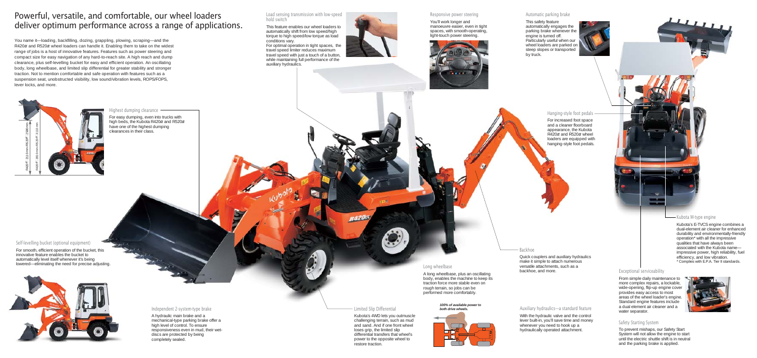# Powerful, versatile, and comfortable, our wheel loaders deliver optimum performance across a range of applications.

You name it—loading, backfilling, dozing, grappling, plowing, scraping—and the R420α and R520α wheel loaders can handle it. Enabling them to take on the widest range of jobs is a host of innovative features. Features such as power steering and compact size for easy navigation of any hard-to-reach site. A high reach and dump clearance, plus self-levelling bucket for easy and efficient operation. An oscillating body, long wheelbase, and limited slip differential for greater stability and stronger traction. Not to mention comfortable and safe operation with features such as a suspension seat, unobstructed visibility, low sound/vibration levels, ROPS/FOPS, lever locks, and more.

### Highest dumping clearance

For easy dumping, even into trucks with high beds, the Kubota R420α and R520α have one of the highest dumping clearances in their class.

R420α: 2110mm / R520α: 2380mm
R420α: 2810mm / R520α: 3110 mm

### Self-levelling bucket (optional equipment)

For smooth, efficient operation of the bucket, this innovative feature enables the bucket to automatically level itself whenever it's being lowered—eliminating the need for precise adjusting.

### Independent 2-system-type brake

A hydraulic main brake and a mechanical-type parking brake offer a high level of control. To ensure responsiveness even in mud, their wet-discs are protected by being completely sealed.

### Load sensing transmission with low-speed hold switch

This feature enables our wheel loaders to automatically shift from low speed/high torque to high speed/low torque as load conditions vary.
For optimal operation in tight spaces, the travel speed limiter reduces maximum travel speed with just a touch of a button, while maintaining full performance of the auxiliary hydraulics.

### Responsive power steering

You'll work longer and manoeuvre easier, even in tight spaces, with smooth-operating, light-touch power steering.

### Automatic parking brake

This safety feature automatically engages the parking brake whenever the engine is turned off. Particularly useful when our wheel loaders are parked on steep slopes or transported by truck.

### Hanging-style foot pedals

For increased foot space and a cleaner floorboard appearance, the Kubota R420α and R520α wheel loaders are equipped with hanging-style foot pedals.

### Long wheelbase

A long wheelbase, plus an oscillating body, enables the machine to keep its traction force more stable even on rough terrain, so jobs can be performed more comfortably.

### Limited Slip Differential

Kubota's 4WD lets you outmuscle challenging terrain, such as mud and sand. And if one front wheel loses grip, the limited slip differential transfers that wheel's power to the opposite wheel to restore traction.

*100% of available power to both drive wheels.*

### Backhoe

Quick couplers and auxiliary hydraulics make it simple to attach numerous versatile attachments, such as a backhoe, and more.

### Auxiliary hydraulics—a standard feature

With the hydraulic valve and the control lever built-in, you'll save time and money whenever you need to hook up a hydraulically operated attachment.

### Kubota M-type engine

Kubota's E-TVCS engine combines a dual-element air cleaner for enhanced durability and environmentally-friendly operation* with all the impressive qualities that have always been associated with the Kubota name—impressive power, high reliability, fuel efficiency, and low vibration.
\* Complies with E.P.A. Tier II standards.

### Exceptional serviceability

From simple daily maintenance to more complex repairs, a lockable, wide-opening, flip-up engine cover provides easy access to most areas of the wheel loader's engine. Standard engine features include a dual element air cleaner and a water separator.

### Safety Starting System

To prevent mishaps, our Safety Start System will not allow the engine to start until the electric shuttle shift is in neutral and the parking brake is applied.